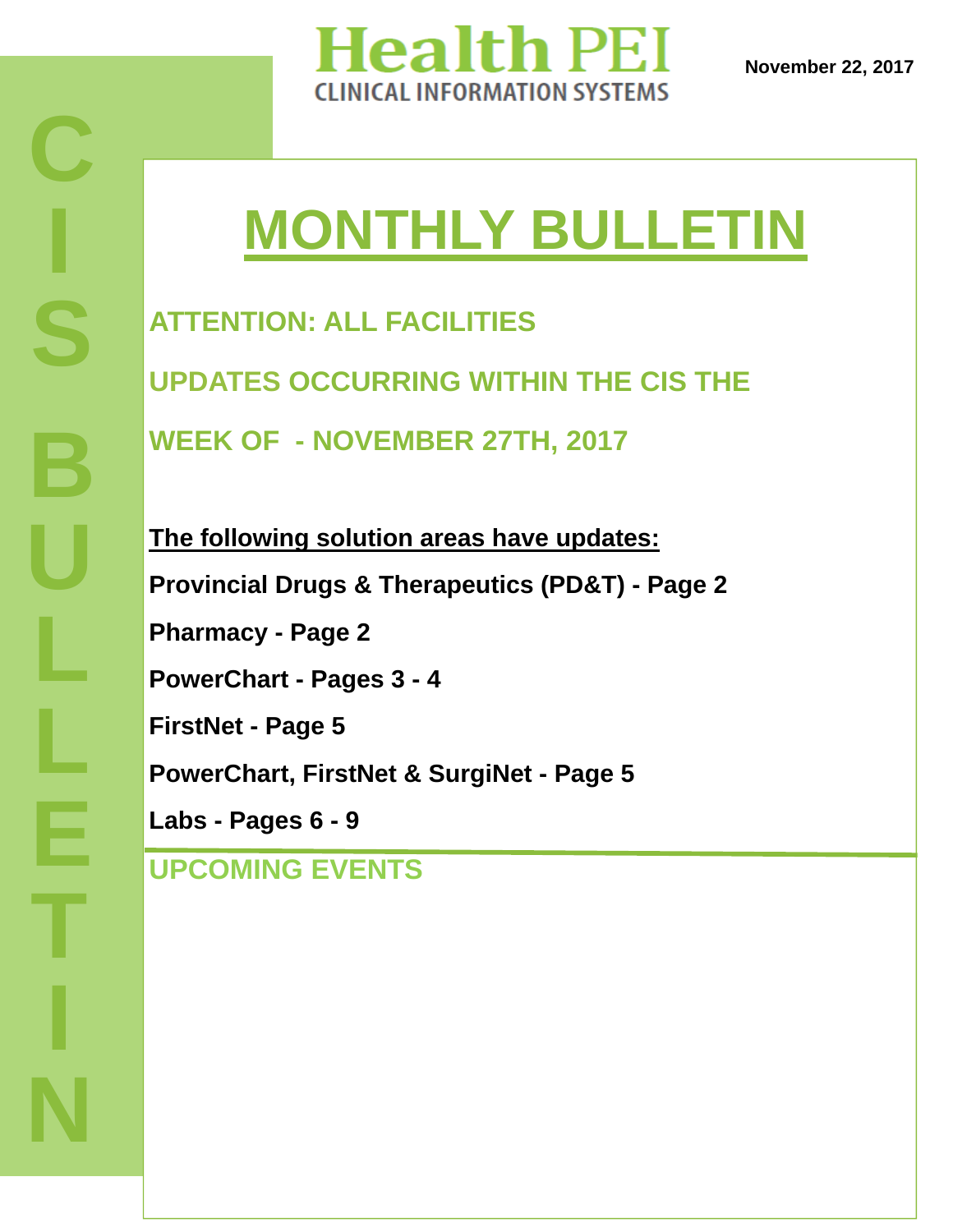# Health PEI

CLINICAL INFORMATION SYSTEMS

November 22, 2017

CIS BULLETIN

# MONTHLY BULLETIN

## ATTENTION: ALL FACILITIES

## UPDATES OCCURRING WITHIN THE CIS THE WEEK OF - NOVEMBER 27TH, 2017

**The following solution areas have updates:**

**Provincial Drugs & Therapeutics (PD&T) - Page 2**

**Pharmacy - Page 2**

**PowerChart - Pages 3 - 4**

**FirstNet - Page 5**

**PowerChart, FirstNet & SurgiNet - Page 5**

**Labs - Pages 6 - 9**

## UPCOMING EVENTS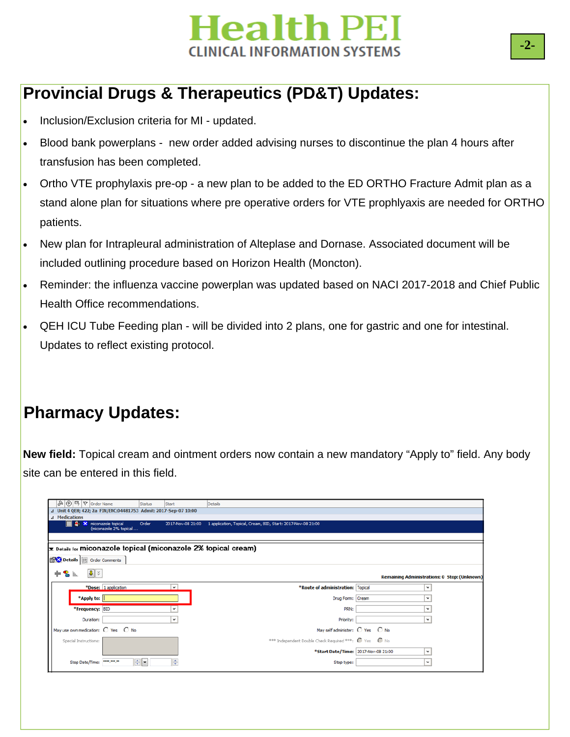## Provincial Drugs & Therapeutics (PD&T) Updates:

- Inclusion/Exclusion criteria for MI - updated.
- Blood bank powerplans - new order added advising nurses to discontinue the plan 4 hours after transfusion has been completed.
- Ortho VTE prophylaxis pre-op - a new plan to be added to the ED ORTHO Fracture Admit plan as a stand alone plan for situations where pre operative orders for VTE prophlyaxis are needed for ORTHO patients.
- New plan for Intrapleural administration of Alteplase and Dornase. Associated document will be included outlining procedure based on Horizon Health (Moncton).
- Reminder: the influenza vaccine powerplan was updated based on NACI 2017-2018 and Chief Public Health Office recommendations.
- QEH ICU Tube Feeding plan - will be divided into 2 plans, one for gastric and one for intestinal. Updates to reflect existing protocol.

## Pharmacy Updates:

**New field:** Topical cream and ointment orders now contain a new mandatory "Apply to" field. Any body site can be entered in this field.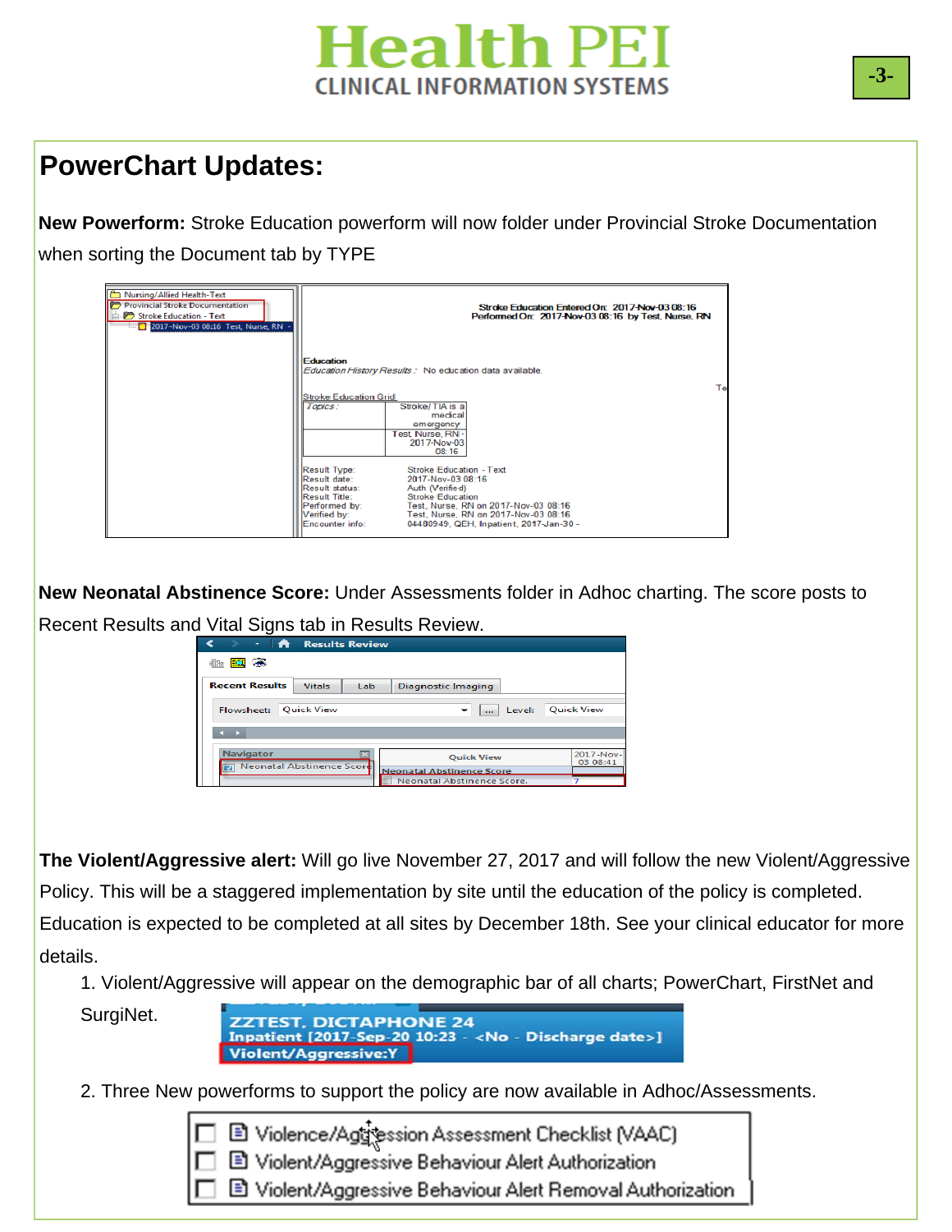## PowerChart Updates:

**New Powerform:** Stroke Education powerform will now folder under Provincial Stroke Documentation when sorting the Document tab by TYPE

**New Neonatal Abstinence Score:** Under Assessments folder in Adhoc charting. The score posts to Recent Results and Vital Signs tab in Results Review.

**The Violent/Aggressive alert:** Will go live November 27, 2017 and will follow the new Violent/Aggressive Policy. This will be a staggered implementation by site until the education of the policy is completed. Education is expected to be completed at all sites by December 18th. See your clinical educator for more details.

1. Violent/Aggressive will appear on the demographic bar of all charts; PowerChart, FirstNet and SurgiNet.
2. Three New powerforms to support the policy are now available in Adhoc/Assessments.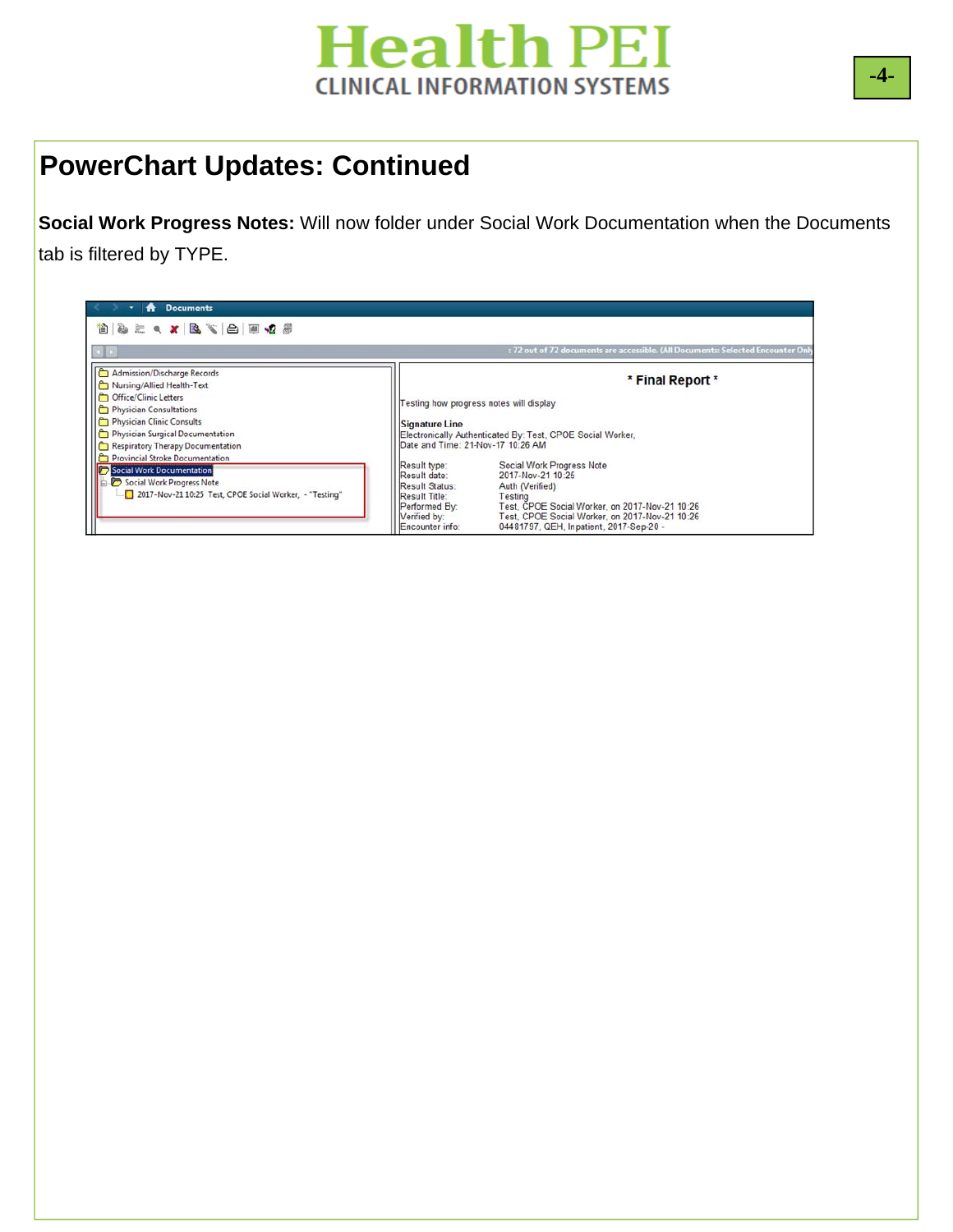# PowerChart Updates: Continued

**Social Work Progress Notes:** Will now folder under Social Work Documentation when the Documents tab is filtered by TYPE.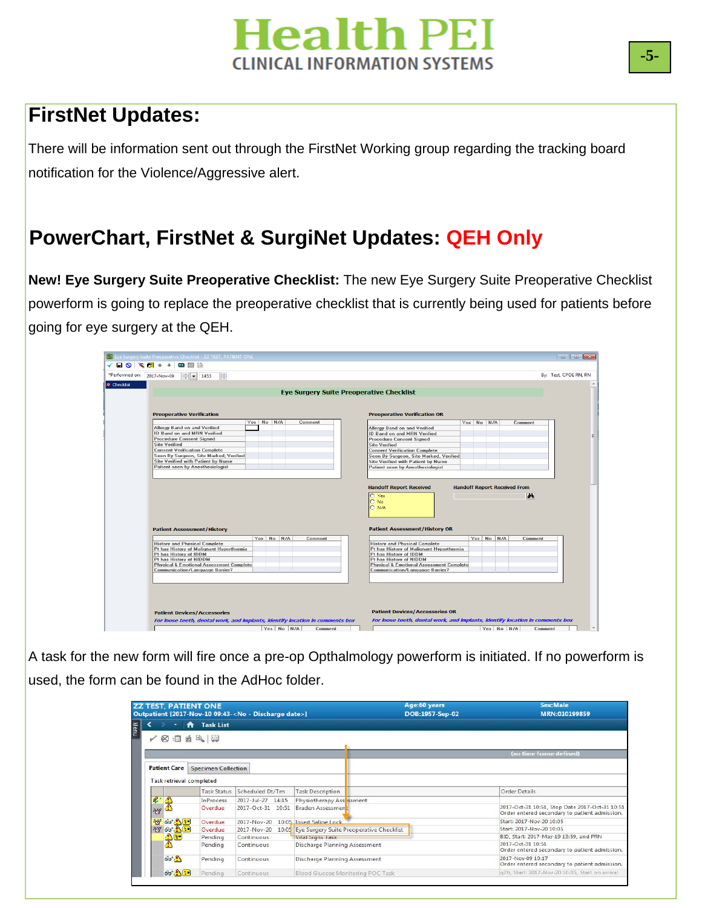## FirstNet Updates:

There will be information sent out through the FirstNet Working group regarding the tracking board notification for the Violence/Aggressive alert.

## PowerChart, FirstNet & SurgiNet Updates: QEH Only

**New! Eye Surgery Suite Preoperative Checklist:** The new Eye Surgery Suite Preoperative Checklist powerform is going to replace the preoperative checklist that is currently being used for patients before going for eye surgery at the QEH.

A task for the new form will fire once a pre-op Opthalmology powerform is initiated. If no powerform is used, the form can be found in the AdHoc folder.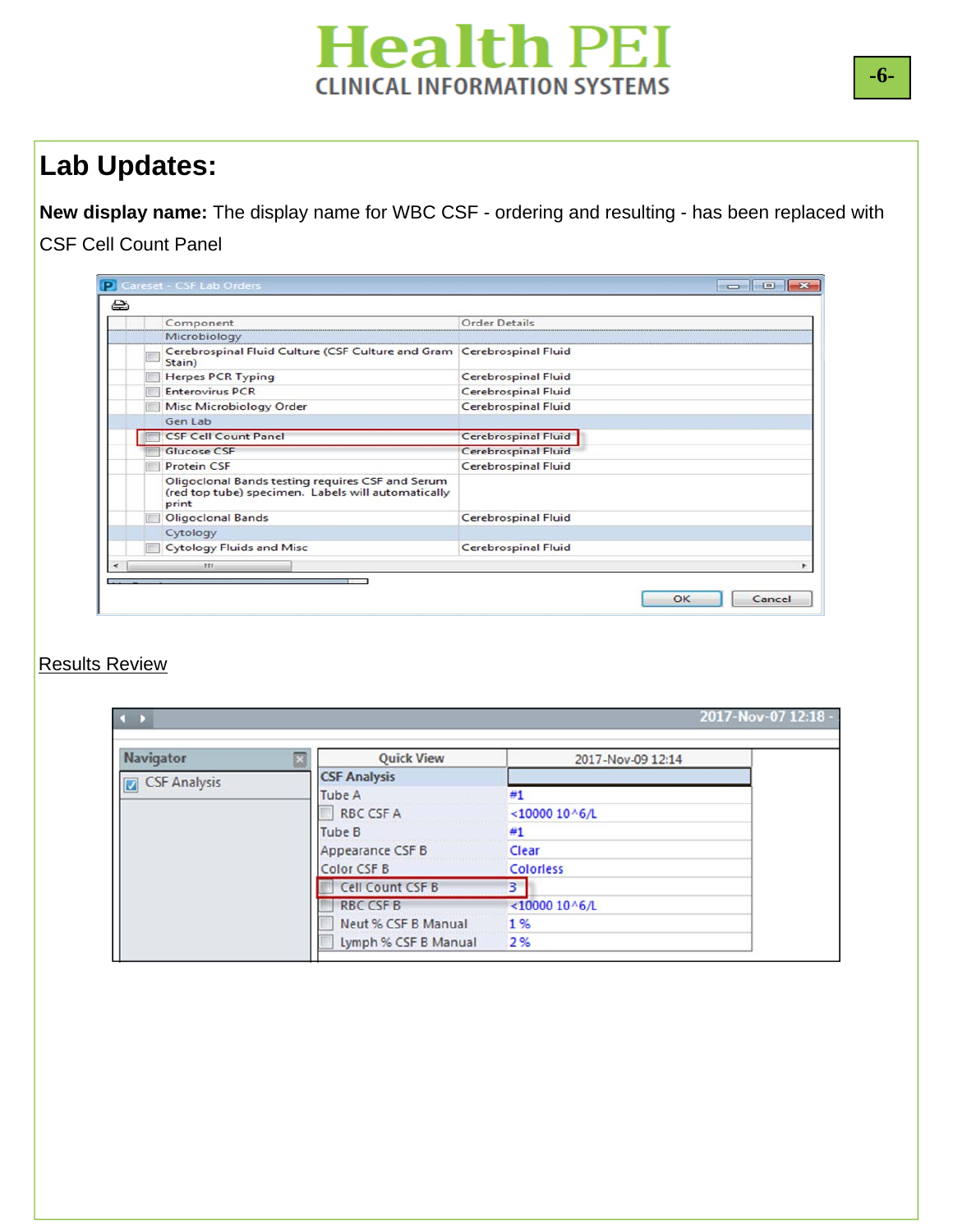## Lab Updates:

**New display name:** The display name for WBC CSF - ordering and resulting - has been replaced with CSF Cell Count Panel

Careset - CSF Lab Orders

| Component | Order Details |
|---|---|
| Microbiology | |
| Cerebrospinal Fluid Culture (CSF Culture and Gram Stain) | Cerebrospinal Fluid |
| Herpes PCR Typing | Cerebrospinal Fluid |
| Enterovirus PCR | Cerebrospinal Fluid |
| Misc Microbiology Order | Cerebrospinal Fluid |
| Gen Lab | |
| CSF Cell Count Panel | Cerebrospinal Fluid |
| Glucose CSF | Cerebrospinal Fluid |
| Protein CSF | Cerebrospinal Fluid |
| Oligoclonal Bands testing requires CSF and Serum (red top tube) specimen. Labels will automatically print | |
| Oligoclonal Bands | Cerebrospinal Fluid |
| Cytology | |
| Cytology Fluids and Misc | Cerebrospinal Fluid |

OK Cancel

Results Review

2017-Nov-07 12:18 -

Navigator

CSF Analysis

| Quick View | 2017-Nov-09 12:14 |
|---|---|
| CSF Analysis | |
| Tube A | #1 |
| RBC CSF A | <10000 10^6/L |
| Tube B | #1 |
| Appearance CSF B | Clear |
| Color CSF B | Colorless |
| Cell Count CSF B | 3 |
| RBC CSF B | <10000 10^6/L |
| Neut % CSF B Manual | 1 % |
| Lymph % CSF B Manual | 2 % |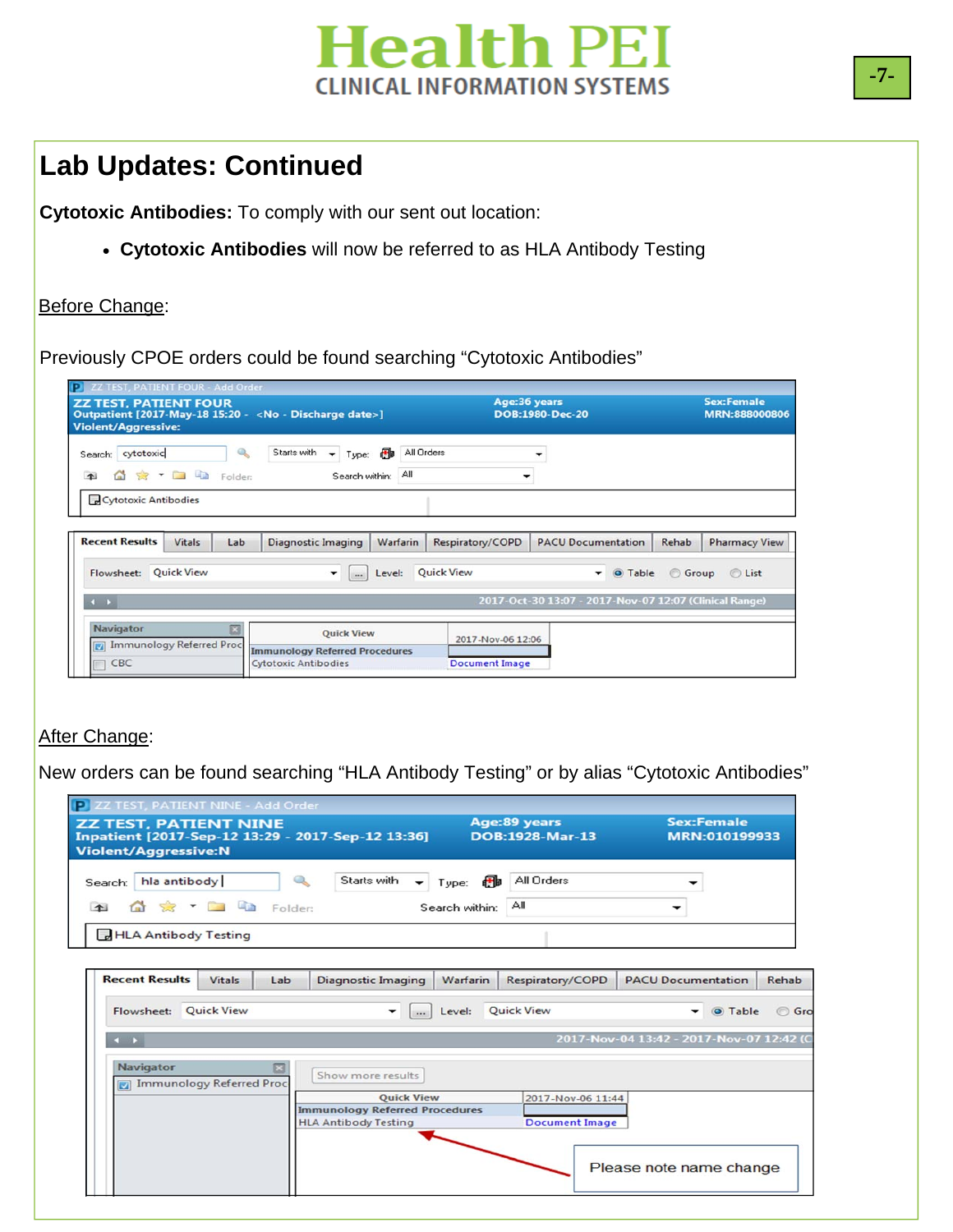# Lab Updates: Continued

**Cytotoxic Antibodies:** To comply with our sent out location:

- **Cytotoxic Antibodies** will now be referred to as HLA Antibody Testing

Before Change:

Previously CPOE orders could be found searching "Cytotoxic Antibodies"

After Change:

New orders can be found searching "HLA Antibody Testing" or by alias "Cytotoxic Antibodies"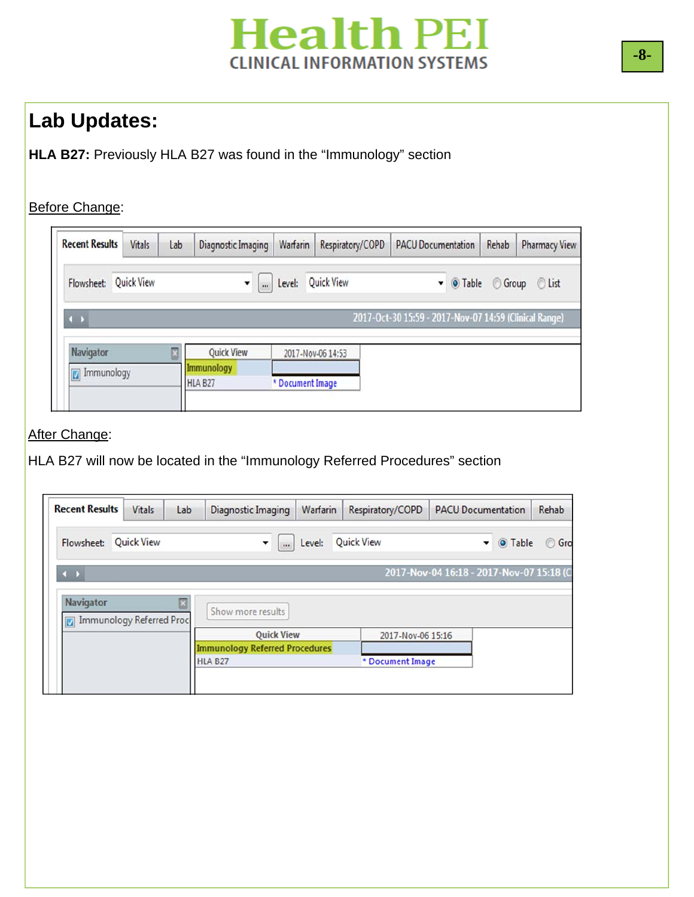# Lab Updates:

**HLA B27:** Previously HLA B27 was found in the “Immunology” section

Before Change:

| Recent Results | Vitals | Lab | Diagnostic Imaging | Warfarin | Respiratory/COPD | PACU Documentation | Rehab | Pharmacy View |
|---|---|---|---|---|---|---|---|---|

Flowsheet: Quick View | Level: Quick View | Table | Group | List

2017-Oct-30 15:59 - 2017-Nov-07 14:59 (Clinical Range)

Navigator: Immunology

| Quick View | 2017-Nov-06 14:53 |
|---|---|
| Immunology | |
| HLA B27 | * Document Image |

After Change:

HLA B27 will now be located in the “Immunology Referred Procedures” section

| Recent Results | Vitals | Lab | Diagnostic Imaging | Warfarin | Respiratory/COPD | PACU Documentation | Rehab |
|---|---|---|---|---|---|---|---|

Flowsheet: Quick View | Level: Quick View | Table | Gro

2017-Nov-04 16:18 - 2017-Nov-07 15:18 (C

Navigator: Immunology Referred Proc

Show more results

| Quick View | 2017-Nov-06 15:16 |
|---|---|
| Immunology Referred Procedures | |
| HLA B27 | * Document Image |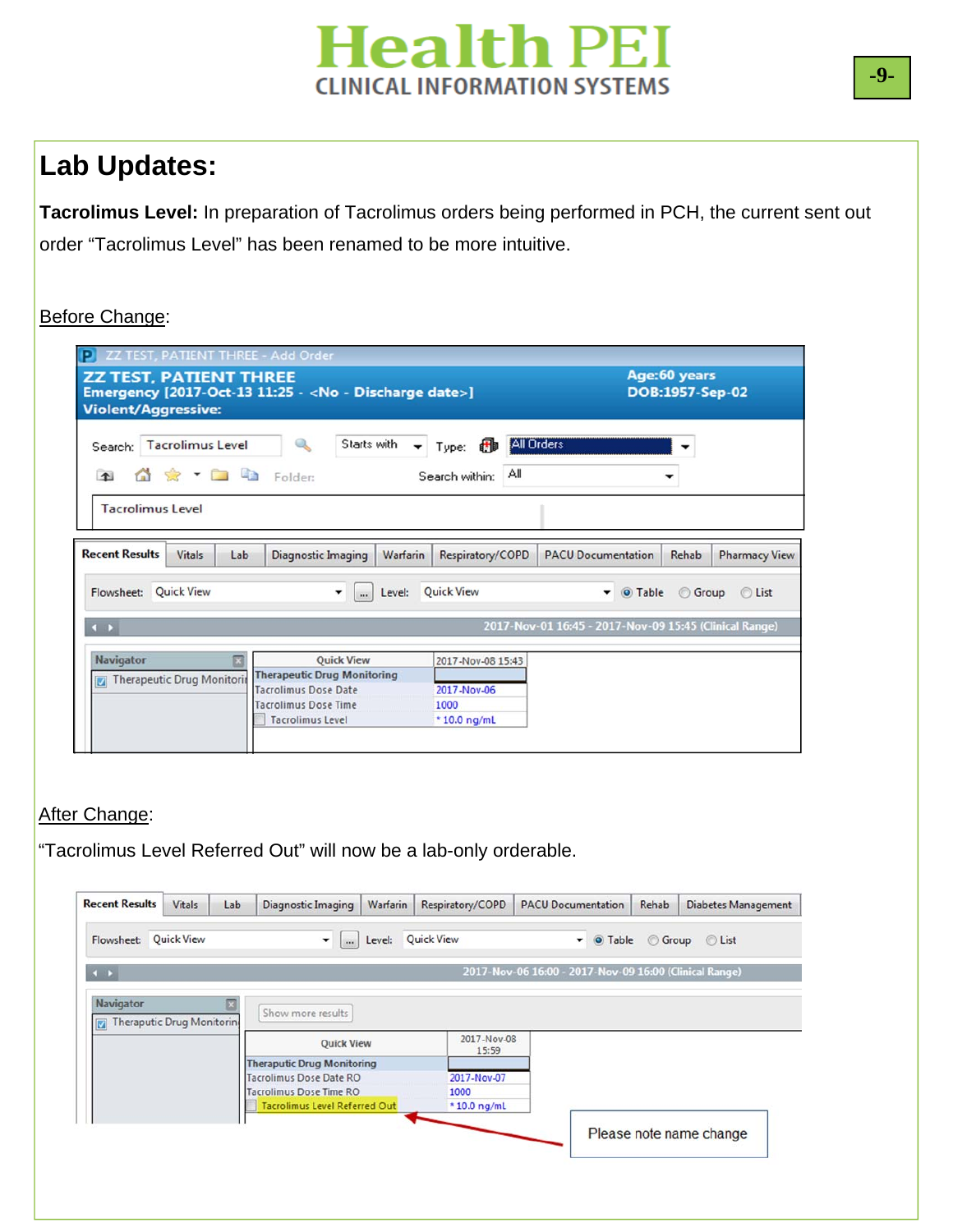## Lab Updates:

**Tacrolimus Level:** In preparation of Tacrolimus orders being performed in PCH, the current sent out order “Tacrolimus Level” has been renamed to be more intuitive.

Before Change:

ZZ TEST, PATIENT THREE - Add Order

ZZ TEST, PATIENT THREE
Emergency [2017-Oct-13 11:25 - <No - Discharge date>]
Violent/Aggressive:
Age:60 years
DOB:1957-Sep-02

Search: Tacrolimus Level   Starts with   Type: All Orders
Folder:   Search within: All

Tacrolimus Level

Recent Results | Vitals | Lab | Diagnostic Imaging | Warfarin | Respiratory/COPD | PACU Documentation | Rehab | Pharmacy View

Flowsheet: Quick View   Level: Quick View   Table   Group   List

2017-Nov-01 16:45 - 2017-Nov-09 15:45 (Clinical Range)

Navigator
Therapeutic Drug Monitori

| Quick View | 2017-Nov-08 15:43 |
| --- | --- |
| Therapeutic Drug Monitoring | |
| Tacrolimus Dose Date | 2017-Nov-06 |
| Tacrolimus Dose Time | 1000 |
| Tacrolimus Level | * 10.0 ng/mL |

After Change:

“Tacrolimus Level Referred Out” will now be a lab-only orderable.

Recent Results | Vitals | Lab | Diagnostic Imaging | Warfarin | Respiratory/COPD | PACU Documentation | Rehab | Diabetes Management

Flowsheet: Quick View   Level: Quick View   Table   Group   List

2017-Nov-06 16:00 - 2017-Nov-09 16:00 (Clinical Range)

Navigator
Theraputic Drug Monitorin

Show more results

| Quick View | 2017-Nov-08 15:59 |
| --- | --- |
| Theraputic Drug Monitoring | |
| Tacrolimus Dose Date RO | 2017-Nov-07 |
| Tacrolimus Dose Time RO | 1000 |
| Tacrolimus Level Referred Out | * 10.0 ng/mL |

Please note name change